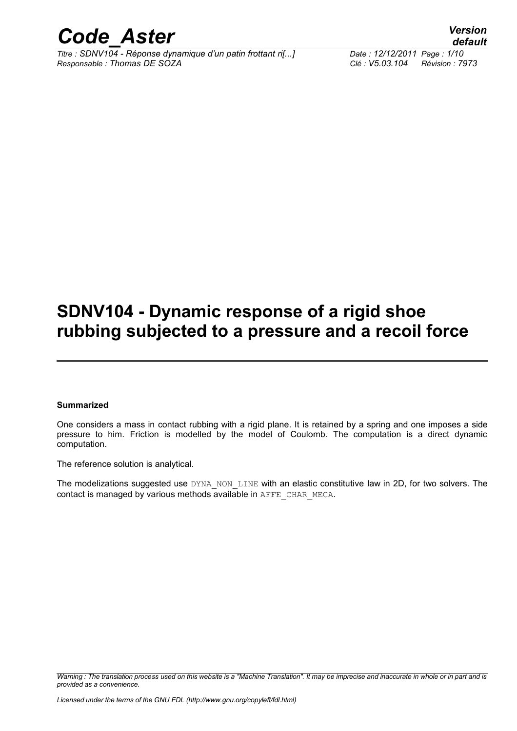# SDNV104 - Dynamic response of a rigid shoe rubbing subjected to a pressure and a recoil force

**Summarized**

One considers a mass in contact rubbing with a rigid plane. It is retained by a spring and one imposes a side pressure to him. Friction is modelled by the model of Coulomb. The computation is a direct dynamic computation.

The reference solution is analytical.

The modelizations suggested use DYNA_NON_LINE with an elastic constitutive law in 2D, for two solvers. The contact is managed by various methods available in AFFE_CHAR_MECA.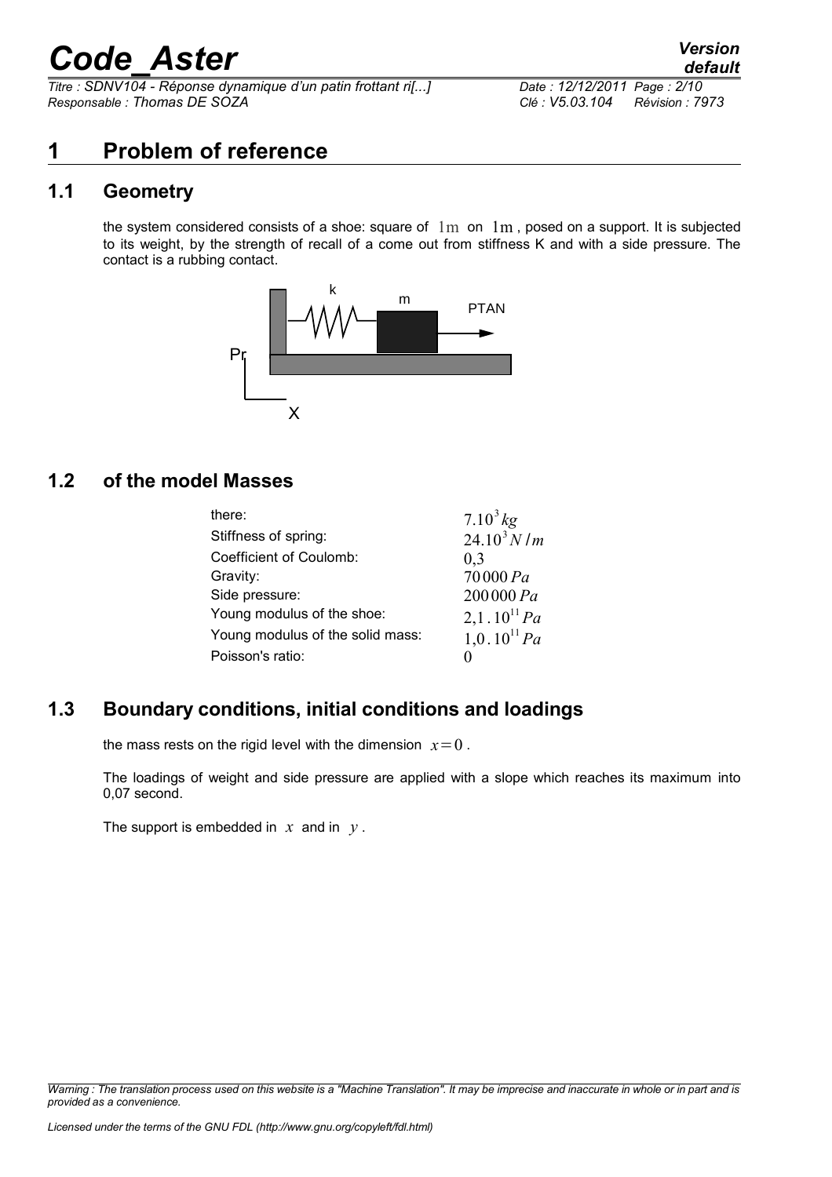# 1 Problem of reference

## 1.1 Geometry

the system considered consists of a shoe: square of $1\text{m}$ on $1\text{m}$, posed on a support. It is subjected to its weight, by the strength of recall of a come out from stiffness K and with a side pressure. The contact is a rubbing contact.

## 1.2 of the model Masses

| | |
|---|---|
| there: | $7.10^3 kg$ |
| Stiffness of spring: | $24.10^3 N/m$ |
| Coefficient of Coulomb: | $0,3$ |
| Gravity: | $70\,000\,Pa$ |
| Side pressure: | $200\,000\,Pa$ |
| Young modulus of the shoe: | $2,1.10^{11} Pa$ |
| Young modulus of the solid mass: | $1,0.10^{11} Pa$ |
| Poisson's ratio: | $0$ |

## 1.3 Boundary conditions, initial conditions and loadings

the mass rests on the rigid level with the dimension $x=0$.

The loadings of weight and side pressure are applied with a slope which reaches its maximum into 0,07 second.

The support is embedded in $x$ and in $y$.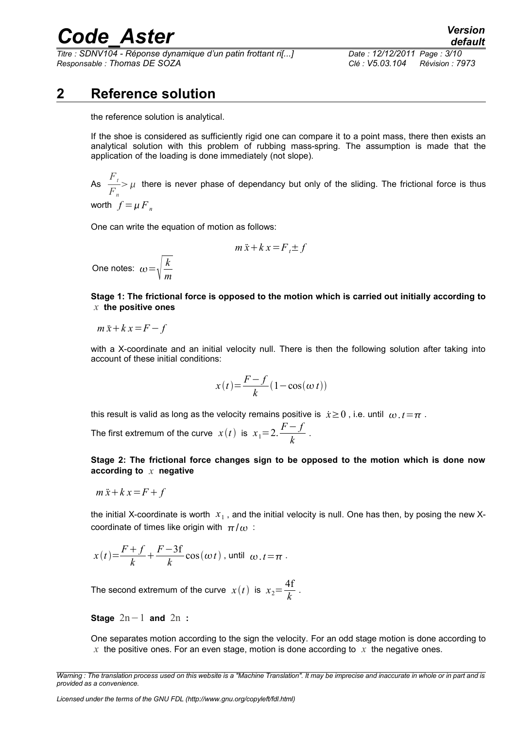# 2 Reference solution

the reference solution is analytical.

If the shoe is considered as sufficiently rigid one can compare it to a point mass, there then exists an analytical solution with this problem of rubbing mass-spring. The assumption is made that the application of the loading is done immediately (not slope).

As $\frac{F_t}{F_n} > \mu$ there is never phase of dependancy but only of the sliding. The frictional force is thus worth $f = \mu F_n$

One can write the equation of motion as follows:

$$m\ddot{x} + kx = F_t \pm f$$

One notes: $\omega = \sqrt{\frac{k}{m}}$

**Stage 1: The frictional force is opposed to the motion which is carried out initially according to $x$ the positive ones**

$$m\ddot{x} + kx = F - f$$

with a X-coordinate and an initial velocity null. There is then the following solution after taking into account of these initial conditions:

$$x(t) = \frac{F-f}{k}(1 - \cos(\omega t))$$

this result is valid as long as the velocity remains positive is $\dot{x} \geq 0$, i.e. until $\omega . t = \pi$.

The first extremum of the curve $x(t)$ is $x_1 = 2.\frac{F-f}{k}$.

**Stage 2: The frictional force changes sign to be opposed to the motion which is done now according to $x$ negative**

$$m\ddot{x} + kx = F + f$$

the initial X-coordinate is worth $x_1$, and the initial velocity is null. One has then, by posing the new X-coordinate of times like origin with $\pi / \omega$ :

$x(t) = \frac{F+f}{k} + \frac{F-3\mathrm{f}}{k}\cos(\omega t)$, until $\omega . t = \pi$.

The second extremum of the curve $x(t)$ is $x_2 = \frac{4\mathrm{f}}{k}$.

**Stage $2\mathrm{n}-1$ and $2\mathrm{n}$ :**

One separates motion according to the sign the velocity. For an odd stage motion is done according to $x$ the positive ones. For an even stage, motion is done according to $x$ the negative ones.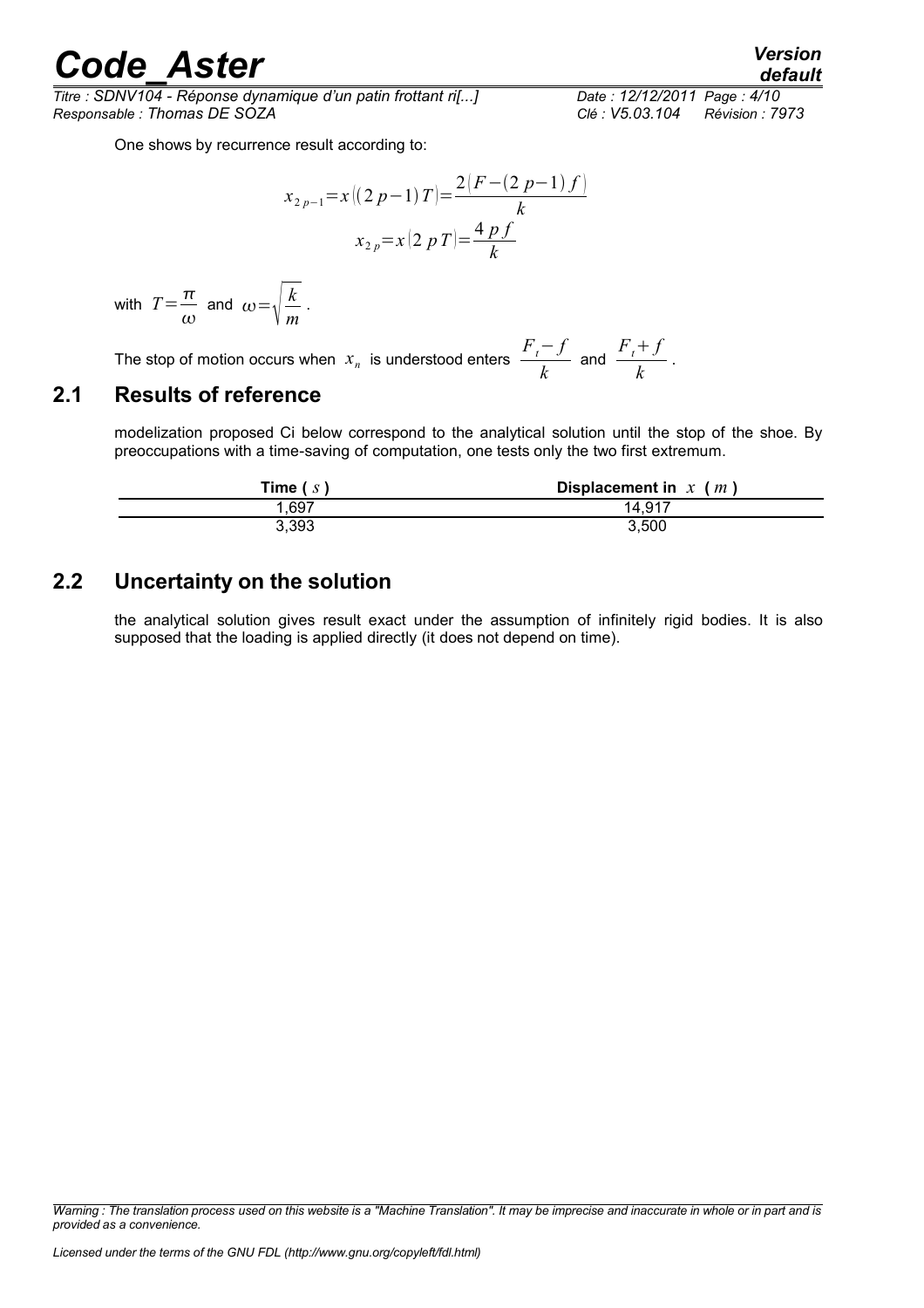One shows by recurrence result according to:

$$x_{2p-1}=x\big((2p-1)T\big)=\frac{2\big(F-(2p-1)f\big)}{k}$$

$$x_{2p}=x\big(2pT\big)=\frac{4pf}{k}$$

with $T=\frac{\pi}{\omega}$ and $\omega=\sqrt{\frac{k}{m}}$ .

The stop of motion occurs when $x_n$ is understood enters $\frac{F_t-f}{k}$ and $\frac{F_t+f}{k}$ .

## 2.1 Results of reference

modelization proposed Ci below correspond to the analytical solution until the stop of the shoe. By preoccupations with a time-saving of computation, one tests only the two first extremum.

| Time ( $s$ ) | Displacement in $x$ ( $m$ ) |
|---|---|
| 1,697 | 14,917 |
| 3,393 | 3,500 |

## 2.2 Uncertainty on the solution

the analytical solution gives result exact under the assumption of infinitely rigid bodies. It is also supposed that the loading is applied directly (it does not depend on time).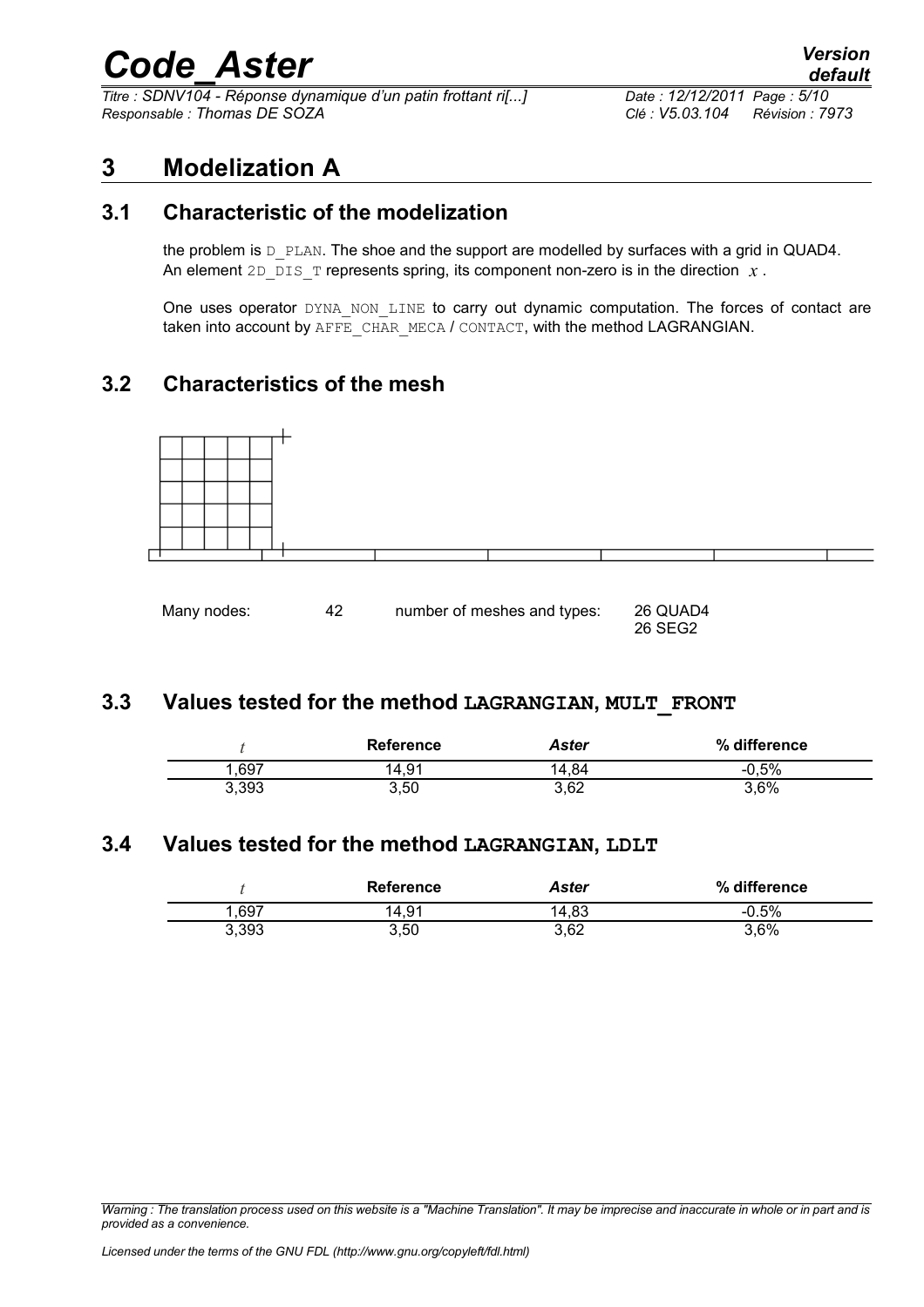# 3 Modelization A

## 3.1 Characteristic of the modelization

the problem is D_PLAN. The shoe and the support are modelled by surfaces with a grid in QUAD4. An element 2D_DIS_T represents spring, its component non-zero is in the direction $x$.

One uses operator DYNA_NON_LINE to carry out dynamic computation. The forces of contact are taken into account by AFFE_CHAR_MECA / CONTACT, with the method LAGRANGIAN.

## 3.2 Characteristics of the mesh

| Many nodes: | 42 | number of meshes and types: | 26 QUAD4<br>26 SEG2 |
|---|---|---|---|

## 3.3 Values tested for the method LAGRANGIAN, MULT_FRONT

| $t$ | Reference | *Aster* | % difference |
|---|---|---|---|
| 1,697 | 14,91 | 14,84 | -0,5% |
| 3,393 | 3,50 | 3,62 | 3,6% |

## 3.4 Values tested for the method LAGRANGIAN, LDLT

| $t$ | Reference | *Aster* | % difference |
|---|---|---|---|
| 1,697 | 14,91 | 14,83 | -0.5% |
| 3,393 | 3,50 | 3,62 | 3,6% |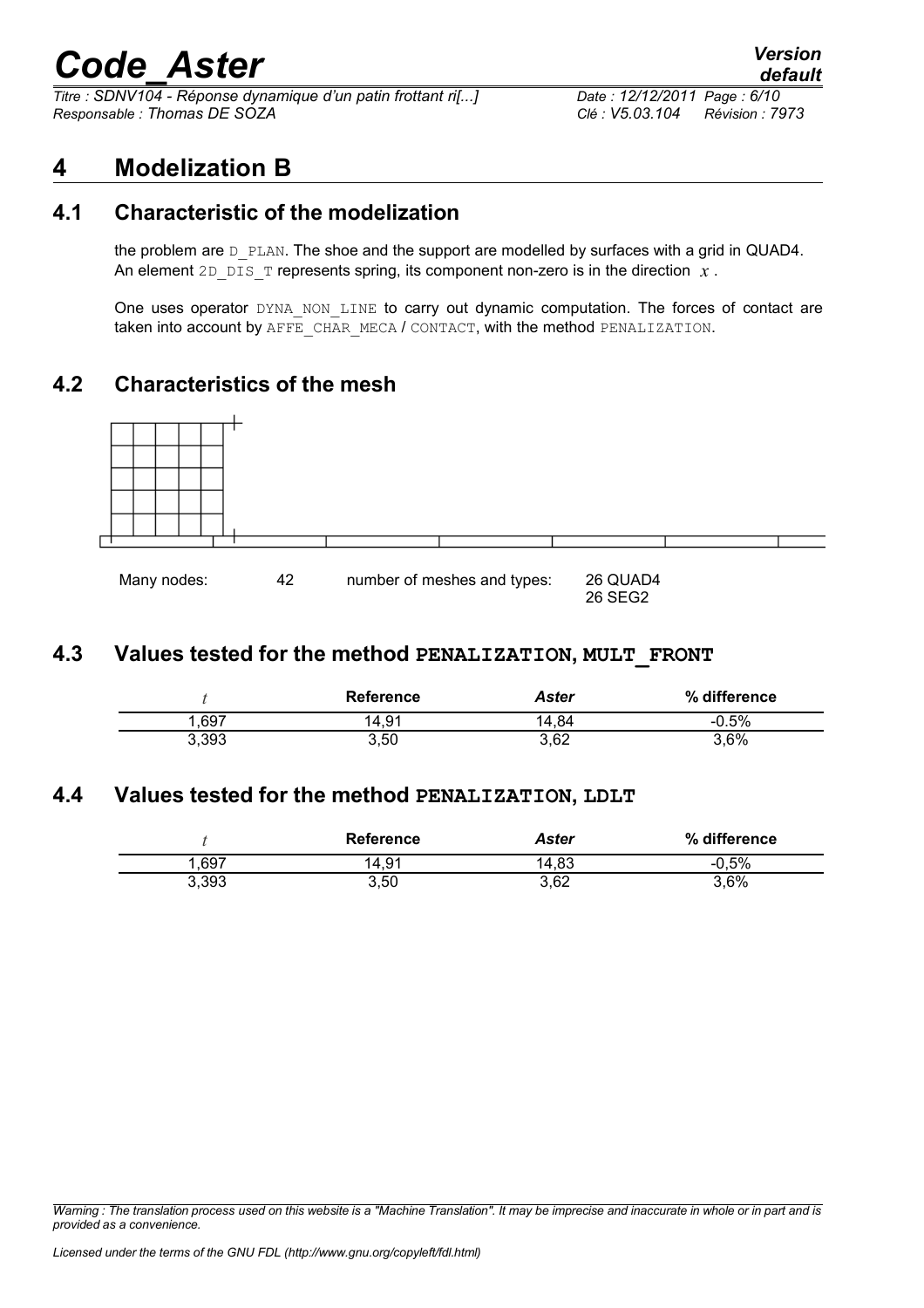# 4 Modelization B

## 4.1 Characteristic of the modelization

the problem are D_PLAN. The shoe and the support are modelled by surfaces with a grid in QUAD4. An element 2D_DIS_T represents spring, its component non-zero is in the direction $x$.

One uses operator DYNA_NON_LINE to carry out dynamic computation. The forces of contact are taken into account by AFFE_CHAR_MECA / CONTACT, with the method PENALIZATION.

## 4.2 Characteristics of the mesh

Many nodes: 42 number of meshes and types: 26 QUAD4 26 SEG2

## 4.3 Values tested for the method PENALIZATION, MULT_FRONT

| $t$ | Reference | *Aster* | % difference |
|---|---|---|---|
| 1,697 | 14,91 | 14,84 | -0.5% |
| 3,393 | 3,50 | 3,62 | 3,6% |

## 4.4 Values tested for the method PENALIZATION, LDLT

| $t$ | Reference | *Aster* | % difference |
|---|---|---|---|
| 1,697 | 14,91 | 14,83 | -0,5% |
| 3,393 | 3,50 | 3,62 | 3,6% |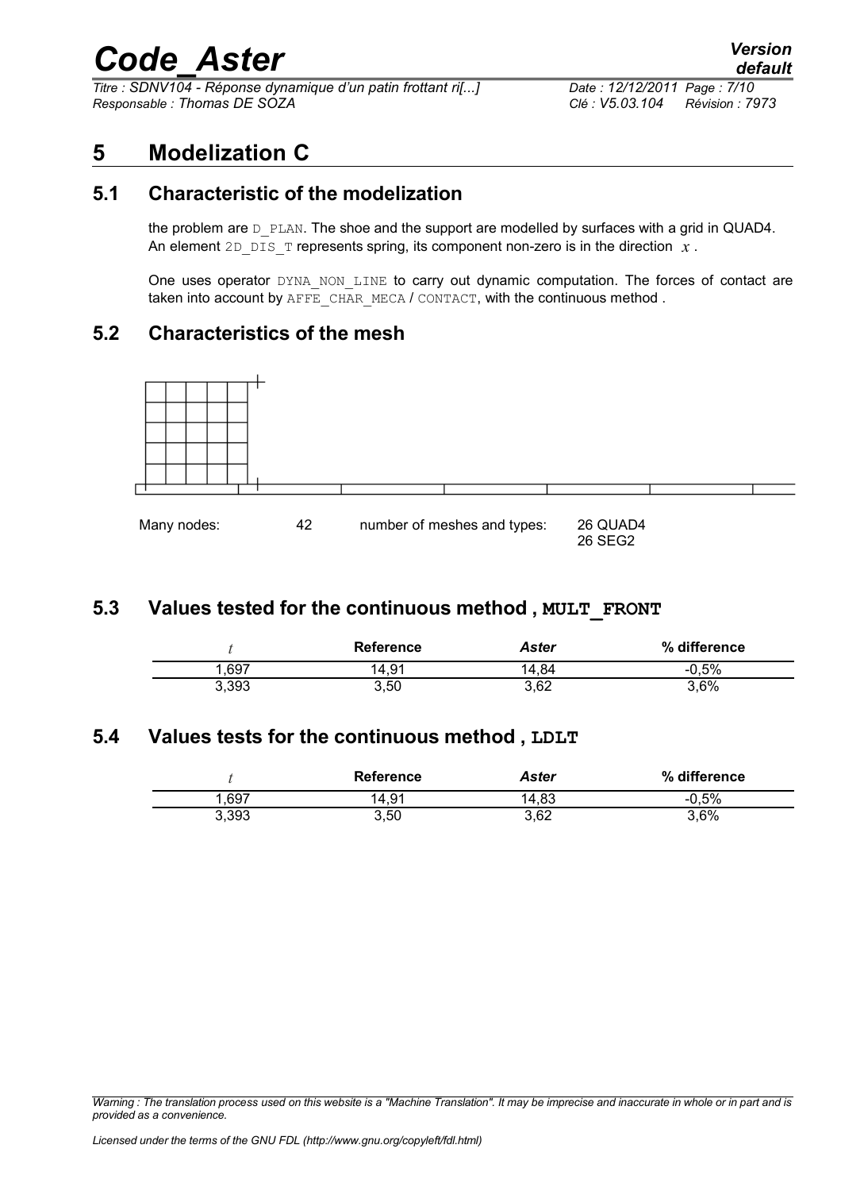# 5 Modelization C

## 5.1 Characteristic of the modelization

the problem are D_PLAN. The shoe and the support are modelled by surfaces with a grid in QUAD4. An element 2D_DIS_T represents spring, its component non-zero is in the direction $x$.

One uses operator DYNA_NON_LINE to carry out dynamic computation. The forces of contact are taken into account by AFFE_CHAR_MECA / CONTACT, with the continuous method .

## 5.2 Characteristics of the mesh

| Many nodes: | 42 | number of meshes and types: | 26 QUAD4<br>26 SEG2 |
|---|---|---|---|

## 5.3 Values tested for the continuous method , **MULT_FRONT**

| $t$ | Reference | *Aster* | % difference |
|---|---|---|---|
| 1,697 | 14,91 | 14,84 | -0,5% |
| 3,393 | 3,50 | 3,62 | 3,6% |

## 5.4 Values tests for the continuous method , **LDLT**

| $t$ | Reference | *Aster* | % difference |
|---|---|---|---|
| 1,697 | 14,91 | 14,83 | -0,5% |
| 3,393 | 3,50 | 3,62 | 3,6% |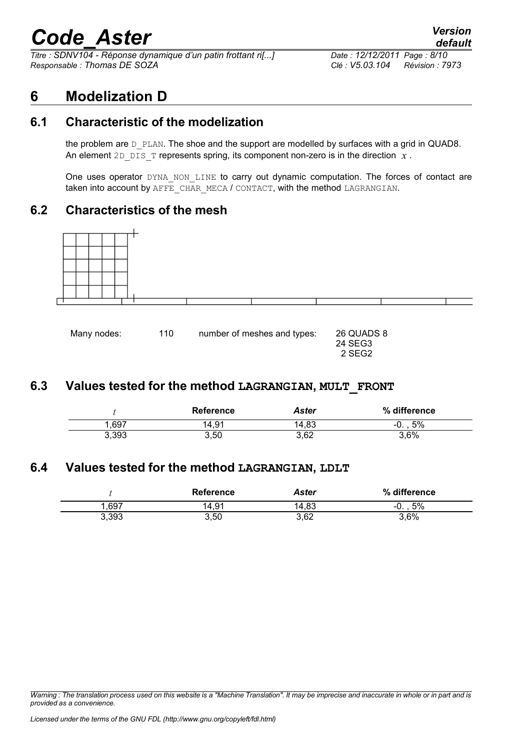# 6 Modelization D

## 6.1 Characteristic of the modelization

the problem are D_PLAN. The shoe and the support are modelled by surfaces with a grid in QUAD8. An element 2D_DIS_T represents spring, its component non-zero is in the direction $x$ .

One uses operator DYNA_NON_LINE to carry out dynamic computation. The forces of contact are taken into account by AFFE_CHAR_MECA / CONTACT, with the method LAGRANGIAN.

## 6.2 Characteristics of the mesh

Many nodes: 110 number of meshes and types: 26 QUADS 8, 24 SEG3, 2 SEG2

## 6.3 Values tested for the method LAGRANGIAN, MULT_FRONT

| $t$ | Reference | Aster | % difference |
|---|---|---|---|
| 1,697 | 14,91 | 14,83 | -0. , 5% |
| 3,393 | 3,50 | 3,62 | 3,6% |

## 6.4 Values tested for the method LAGRANGIAN, LDLT

| $t$ | Reference | Aster | % difference |
|---|---|---|---|
| 1,697 | 14,91 | 14,83 | -0. , 5% |
| 3,393 | 3,50 | 3,62 | 3,6% |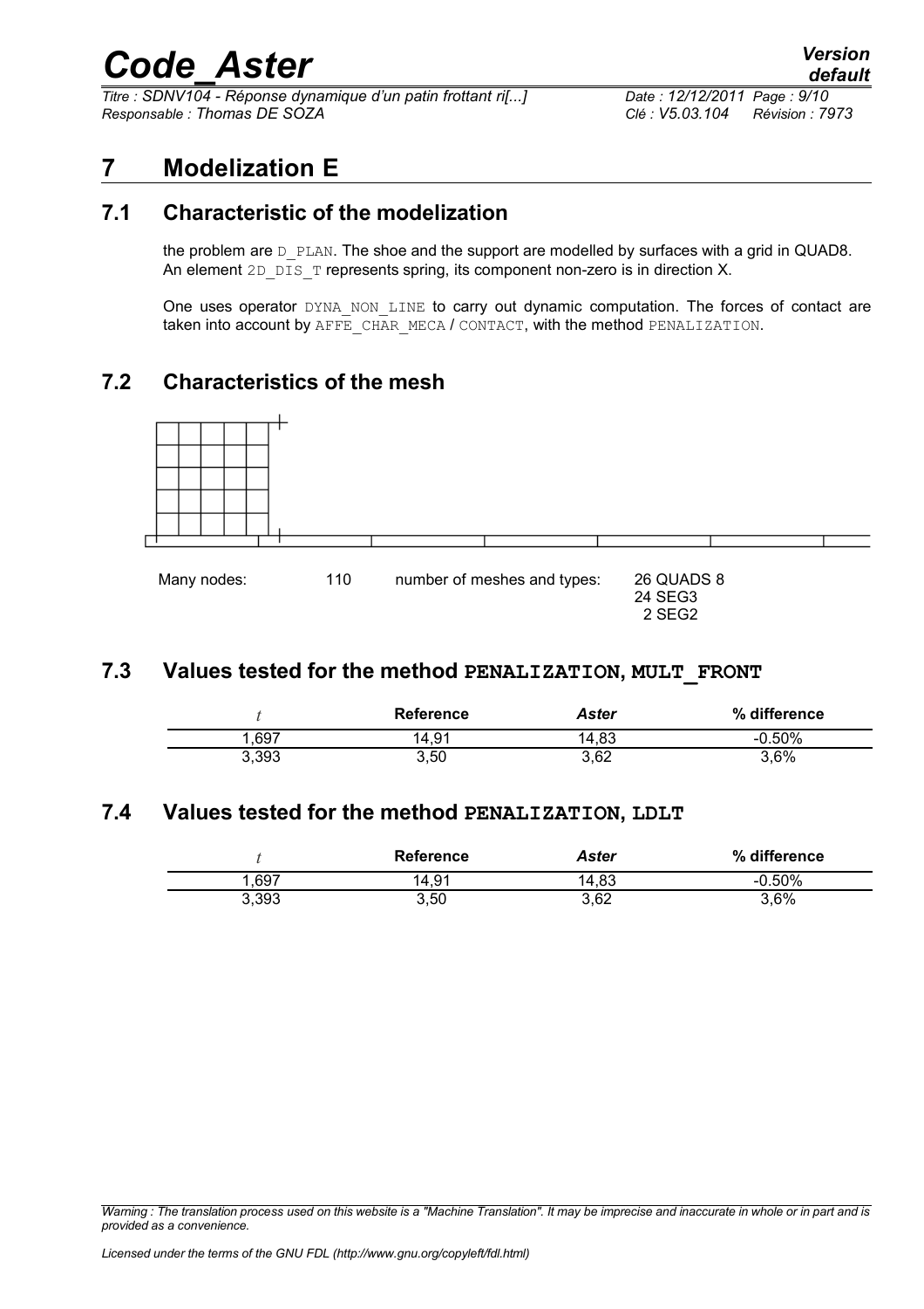# 7 Modelization E

## 7.1 Characteristic of the modelization

the problem are D_PLAN. The shoe and the support are modelled by surfaces with a grid in QUAD8. An element 2D_DIS_T represents spring, its component non-zero is in direction X.

One uses operator DYNA_NON_LINE to carry out dynamic computation. The forces of contact are taken into account by AFFE_CHAR_MECA / CONTACT, with the method PENALIZATION.

## 7.2 Characteristics of the mesh

Many nodes: 110 number of meshes and types: 26 QUADS 8
24 SEG3
2 SEG2

## 7.3 Values tested for the method PENALIZATION, MULT_FRONT

| $t$ | Reference | *Aster* | % difference |
|---|---|---|---|
| 1,697 | 14,91 | 14,83 | -0.50% |
| 3,393 | 3,50 | 3,62 | 3,6% |

## 7.4 Values tested for the method PENALIZATION, LDLT

| $t$ | Reference | *Aster* | % difference |
|---|---|---|---|
| 1,697 | 14,91 | 14,83 | -0.50% |
| 3,393 | 3,50 | 3,62 | 3,6% |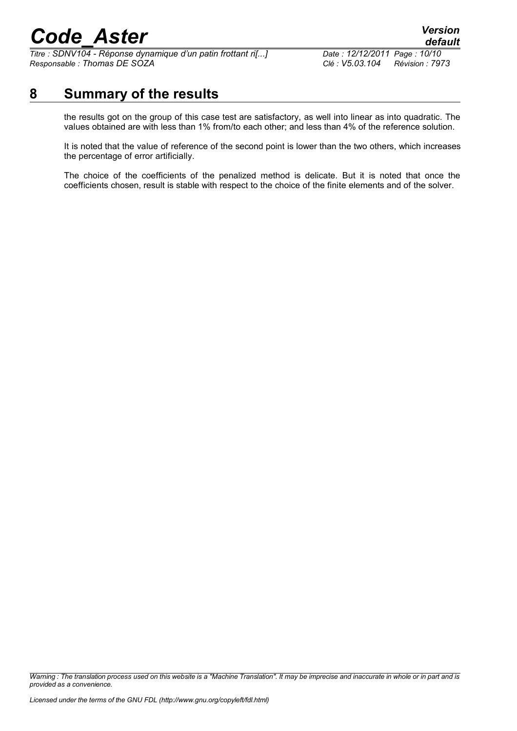# 8 Summary of the results

the results got on the group of this case test are satisfactory, as well into linear as into quadratic. The values obtained are with less than 1% from/to each other; and less than 4% of the reference solution.

It is noted that the value of reference of the second point is lower than the two others, which increases the percentage of error artificially.

The choice of the coefficients of the penalized method is delicate. But it is noted that once the coefficients chosen, result is stable with respect to the choice of the finite elements and of the solver.